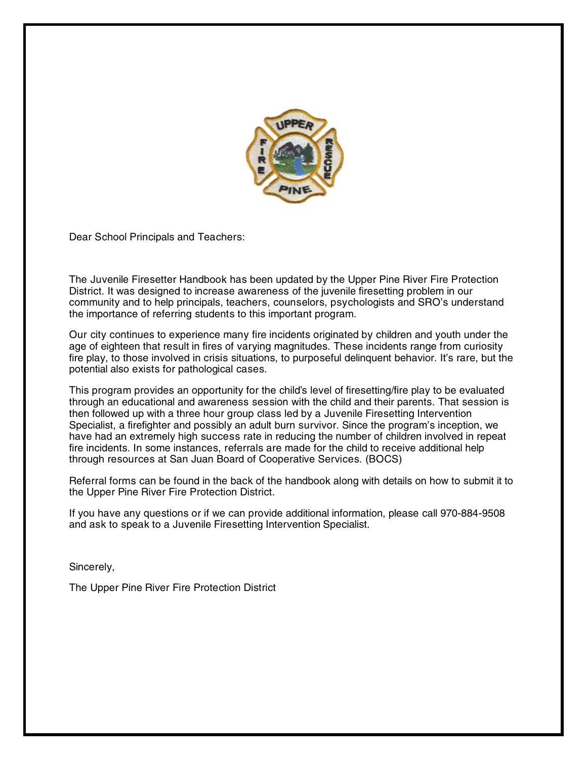Dear School Principals and Teachers:

The Juvenile Firesetter Handbook has been updated by the Upper Pine River Fire Protection District. It was designed to increase awareness of the juvenile firesetting problem in our community and to help principals, teachers, counselors, psychologists and SRO's understand the importance of referring students to this important program.

Our city continues to experience many fire incidents originated by children and youth under the age of eighteen that result in fires of varying magnitudes. These incidents range from curiosity fire play, to those involved in crisis situations, to purposeful delinquent behavior. It's rare, but the potential also exists for pathological cases.

This program provides an opportunity for the child's level of firesetting/fire play to be evaluated through an educational and awareness session with the child and their parents. That session is then followed up with a three hour group class led by a Juvenile Firesetting Intervention Specialist, a firefighter and possibly an adult burn survivor. Since the program's inception, we have had an extremely high success rate in reducing the number of children involved in repeat fire incidents. In some instances, referrals are made for the child to receive additional help through resources at San Juan Board of Cooperative Services. (BOCS)

Referral forms can be found in the back of the handbook along with details on how to submit it to the Upper Pine River Fire Protection District.

If you have any questions or if we can provide additional information, please call 970-884-9508 and ask to speak to a Juvenile Firesetting Intervention Specialist.

Sincerely,

The Upper Pine River Fire Protection District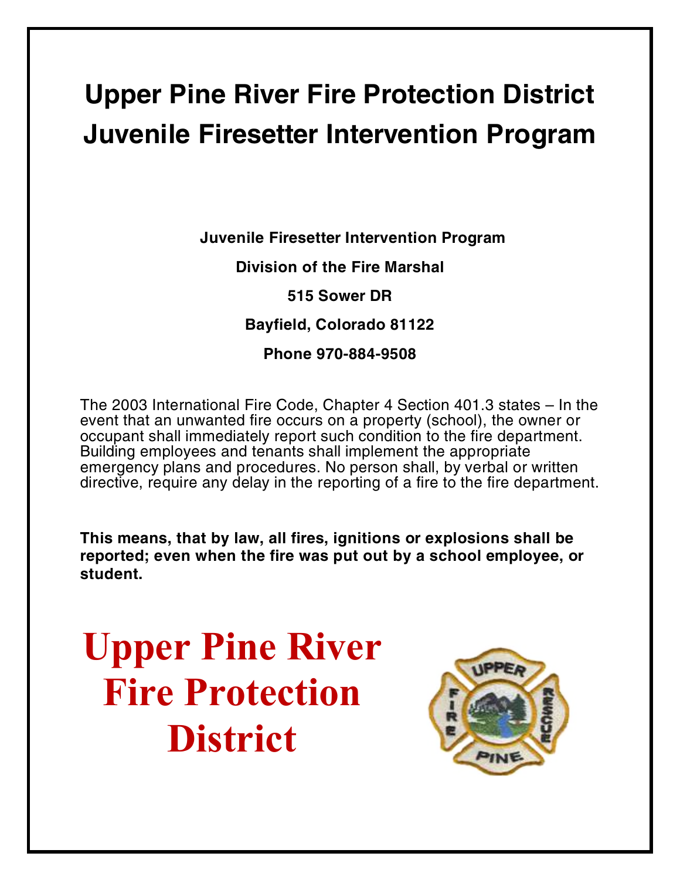# Upper Pine River Fire Protection District Juvenile Firesetter Intervention Program

**Juvenile Firesetter Intervention Program**

**Division of the Fire Marshal**

**515 Sower DR**

**Bayfield, Colorado 81122**

**Phone 970-884-9508**

The 2003 International Fire Code, Chapter 4 Section 401.3 states – In the event that an unwanted fire occurs on a property (school), the owner or occupant shall immediately report such condition to the fire department. Building employees and tenants shall implement the appropriate emergency plans and procedures. No person shall, by verbal or written directive, require any delay in the reporting of a fire to the fire department.

**This means, that by law, all fires, ignitions or explosions shall be reported; even when the fire was put out by a school employee, or student.**

**Upper Pine River Fire Protection District**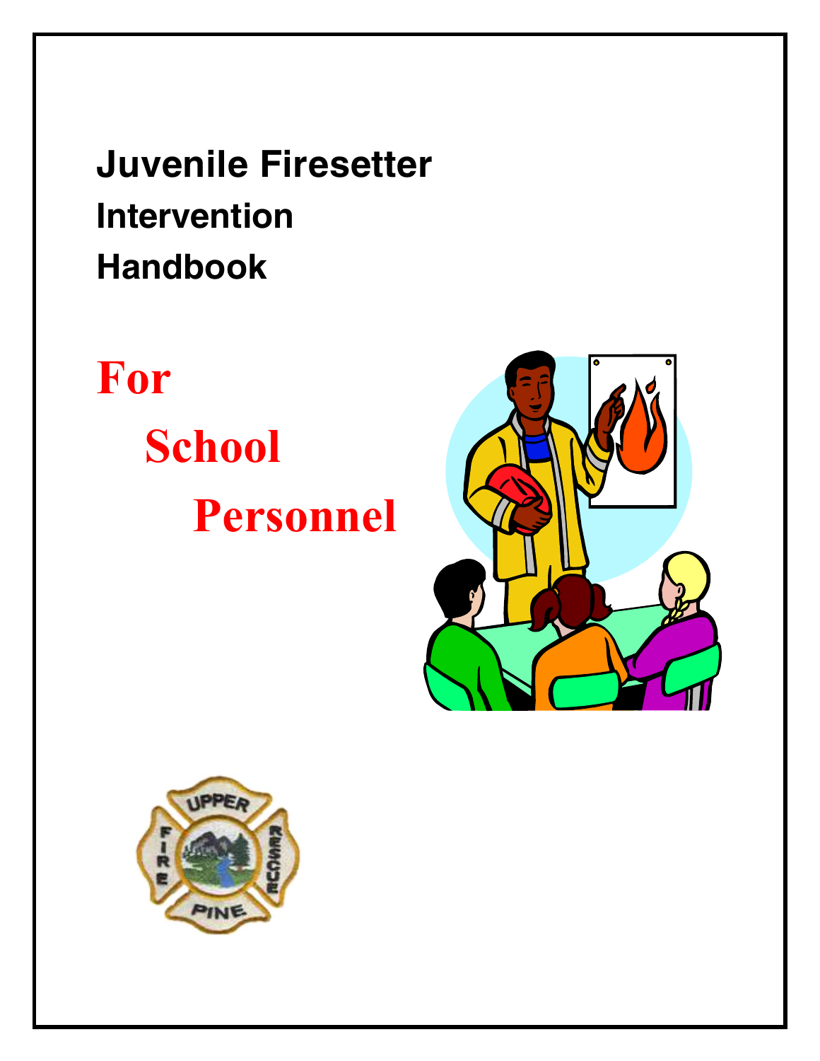# Juvenile Firesetter Intervention Handbook

# For School Personnel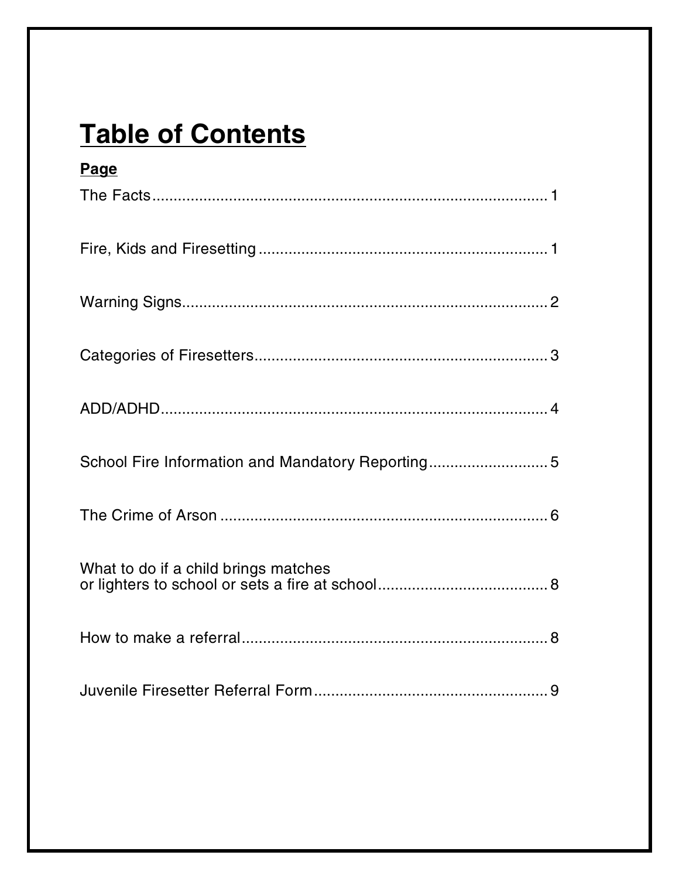# Table of Contents

| Page | |
|---|---|
| The Facts | 1 |
| Fire, Kids and Firesetting | 1 |
| Warning Signs | 2 |
| Categories of Firesetters | 3 |
| ADD/ADHD | 4 |
| School Fire Information and Mandatory Reporting | 5 |
| The Crime of Arson | 6 |
| What to do if a child brings matches or lighters to school or sets a fire at school | 8 |
| How to make a referral | 8 |
| Juvenile Firesetter Referral Form | 9 |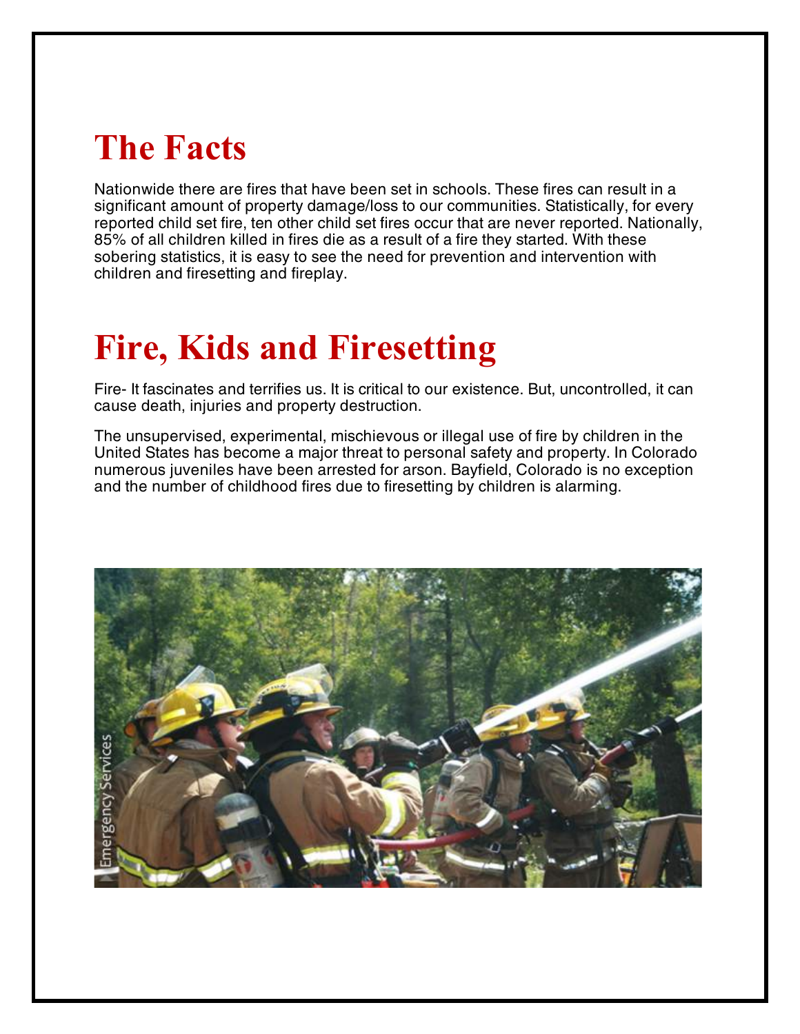# The Facts

Nationwide there are fires that have been set in schools. These fires can result in a significant amount of property damage/loss to our communities. Statistically, for every reported child set fire, ten other child set fires occur that are never reported. Nationally, 85% of all children killed in fires die as a result of a fire they started. With these sobering statistics, it is easy to see the need for prevention and intervention with children and firesetting and fireplay.

# Fire, Kids and Firesetting

Fire- It fascinates and terrifies us. It is critical to our existence. But, uncontrolled, it can cause death, injuries and property destruction.

The unsupervised, experimental, mischievous or illegal use of fire by children in the United States has become a major threat to personal safety and property. In Colorado numerous juveniles have been arrested for arson. Bayfield, Colorado is no exception and the number of childhood fires due to firesetting by children is alarming.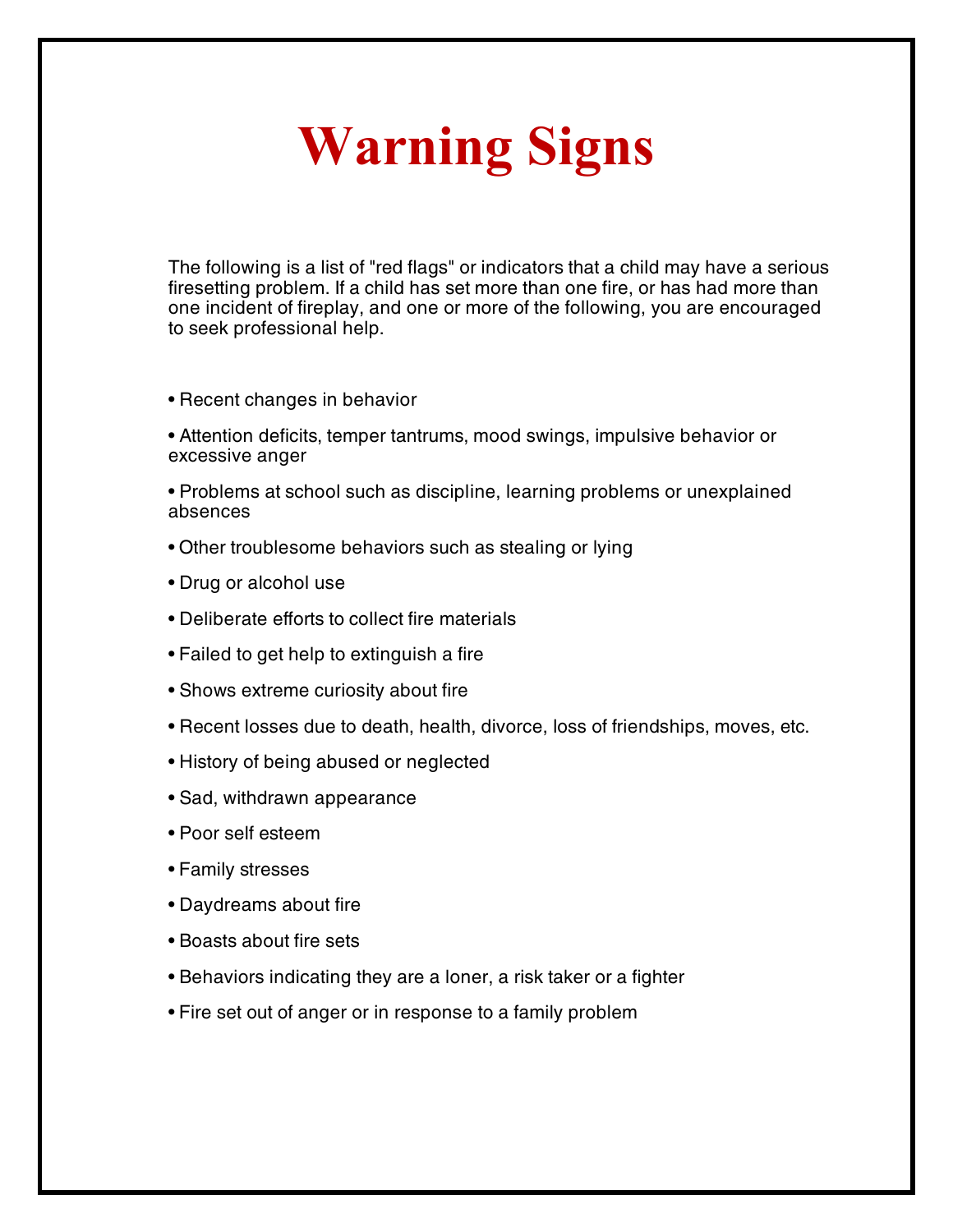# Warning Signs

The following is a list of "red flags" or indicators that a child may have a serious firesetting problem. If a child has set more than one fire, or has had more than one incident of fireplay, and one or more of the following, you are encouraged to seek professional help.

- Recent changes in behavior
- Attention deficits, temper tantrums, mood swings, impulsive behavior or excessive anger
- Problems at school such as discipline, learning problems or unexplained absences
- Other troublesome behaviors such as stealing or lying
- Drug or alcohol use
- Deliberate efforts to collect fire materials
- Failed to get help to extinguish a fire
- Shows extreme curiosity about fire
- Recent losses due to death, health, divorce, loss of friendships, moves, etc.
- History of being abused or neglected
- Sad, withdrawn appearance
- Poor self esteem
- Family stresses
- Daydreams about fire
- Boasts about fire sets
- Behaviors indicating they are a loner, a risk taker or a fighter
- Fire set out of anger or in response to a family problem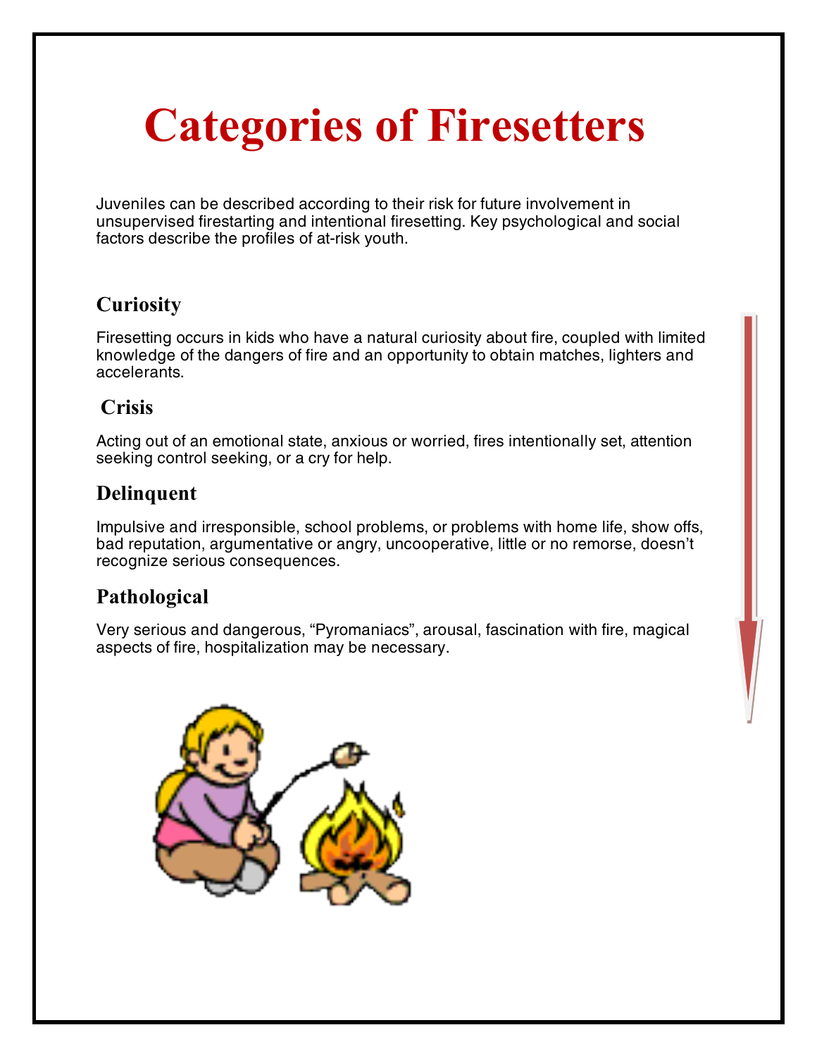# Categories of Firesetters

Juveniles can be described according to their risk for future involvement in unsupervised firestarting and intentional firesetting. Key psychological and social factors describe the profiles of at-risk youth.

### Curiosity

Firesetting occurs in kids who have a natural curiosity about fire, coupled with limited knowledge of the dangers of fire and an opportunity to obtain matches, lighters and accelerants.

### Crisis

Acting out of an emotional state, anxious or worried, fires intentionally set, attention seeking control seeking, or a cry for help.

### Delinquent

Impulsive and irresponsible, school problems, or problems with home life, show offs, bad reputation, argumentative or angry, uncooperative, little or no remorse, doesn't recognize serious consequences.

### Pathological

Very serious and dangerous, "Pyromaniacs", arousal, fascination with fire, magical aspects of fire, hospitalization may be necessary.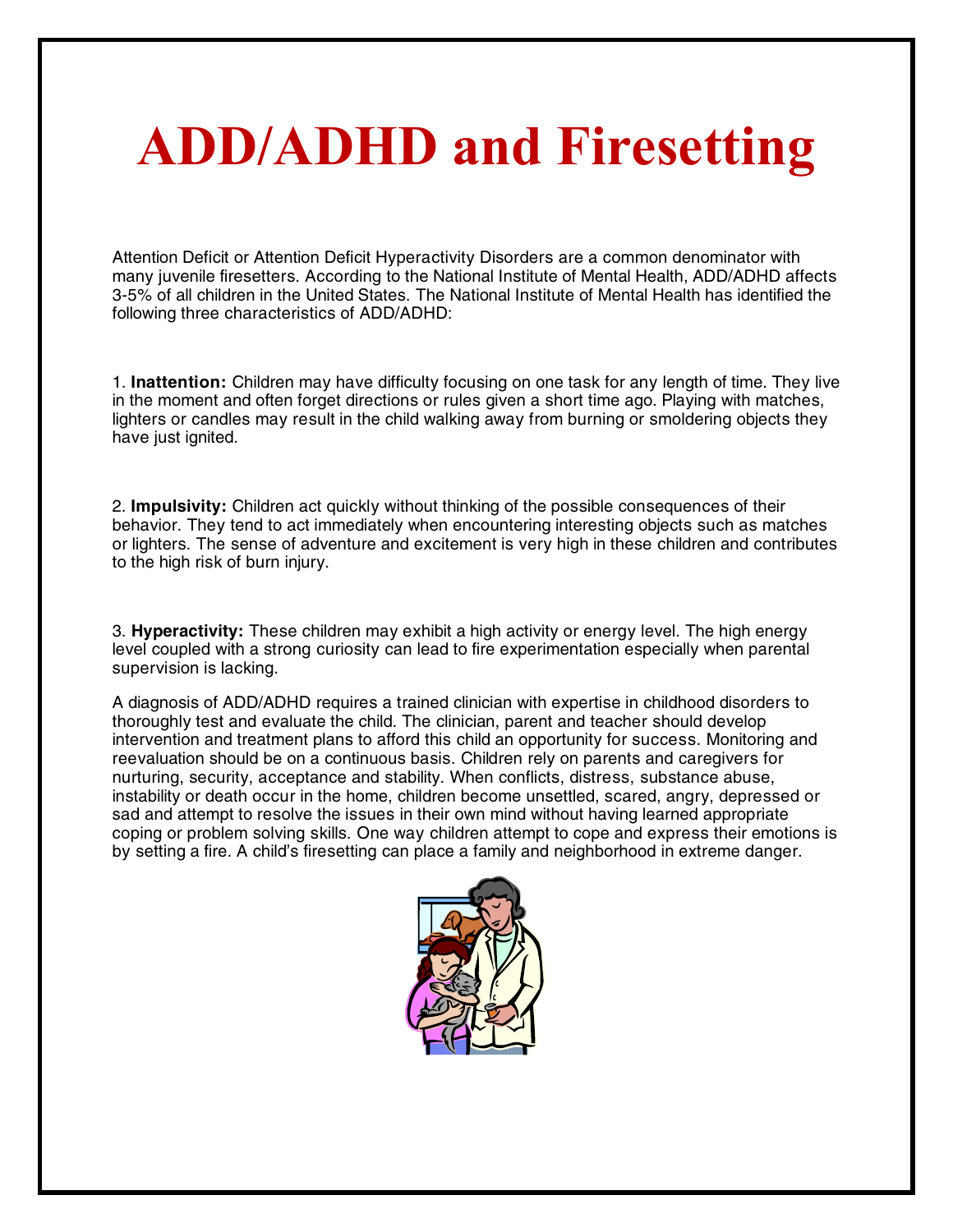# ADD/ADHD and Firesetting

Attention Deficit or Attention Deficit Hyperactivity Disorders are a common denominator with many juvenile firesetters. According to the National Institute of Mental Health, ADD/ADHD affects 3-5% of all children in the United States. The National Institute of Mental Health has identified the following three characteristics of ADD/ADHD:

1. **Inattention:** Children may have difficulty focusing on one task for any length of time. They live in the moment and often forget directions or rules given a short time ago. Playing with matches, lighters or candles may result in the child walking away from burning or smoldering objects they have just ignited.

2. **Impulsivity:** Children act quickly without thinking of the possible consequences of their behavior. They tend to act immediately when encountering interesting objects such as matches or lighters. The sense of adventure and excitement is very high in these children and contributes to the high risk of burn injury.

3. **Hyperactivity:** These children may exhibit a high activity or energy level. The high energy level coupled with a strong curiosity can lead to fire experimentation especially when parental supervision is lacking.

A diagnosis of ADD/ADHD requires a trained clinician with expertise in childhood disorders to thoroughly test and evaluate the child. The clinician, parent and teacher should develop intervention and treatment plans to afford this child an opportunity for success. Monitoring and reevaluation should be on a continuous basis. Children rely on parents and caregivers for nurturing, security, acceptance and stability. When conflicts, distress, substance abuse, instability or death occur in the home, children become unsettled, scared, angry, depressed or sad and attempt to resolve the issues in their own mind without having learned appropriate coping or problem solving skills. One way children attempt to cope and express their emotions is by setting a fire. A child's firesetting can place a family and neighborhood in extreme danger.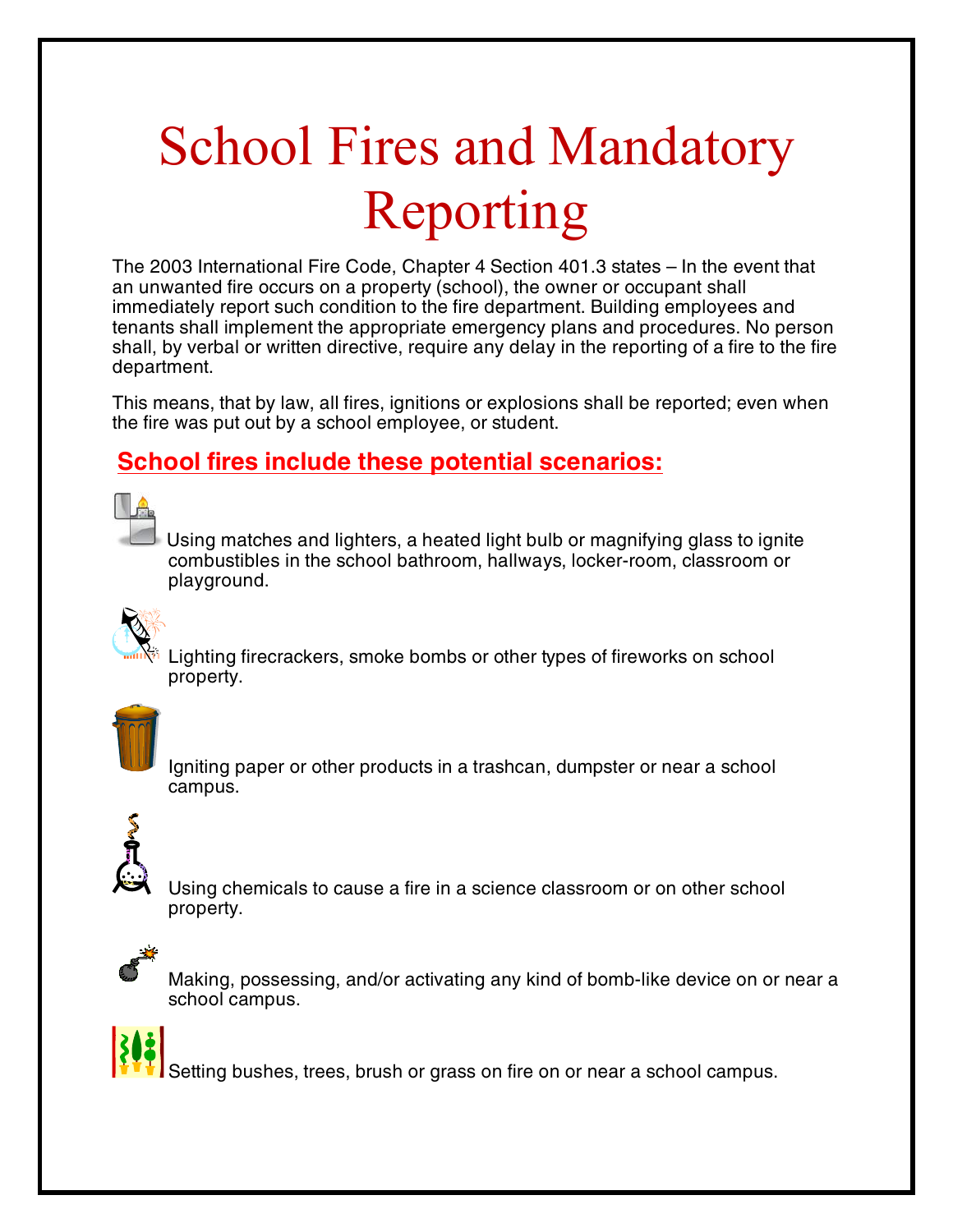# School Fires and Mandatory Reporting

The 2003 International Fire Code, Chapter 4 Section 401.3 states – In the event that an unwanted fire occurs on a property (school), the owner or occupant shall immediately report such condition to the fire department. Building employees and tenants shall implement the appropriate emergency plans and procedures. No person shall, by verbal or written directive, require any delay in the reporting of a fire to the fire department.

This means, that by law, all fires, ignitions or explosions shall be reported; even when the fire was put out by a school employee, or student.

## School fires include these potential scenarios:

- Using matches and lighters, a heated light bulb or magnifying glass to ignite combustibles in the school bathroom, hallways, locker-room, classroom or playground.
- Lighting firecrackers, smoke bombs or other types of fireworks on school property.
- Igniting paper or other products in a trashcan, dumpster or near a school campus.
- Using chemicals to cause a fire in a science classroom or on other school property.
- Making, possessing, and/or activating any kind of bomb-like device on or near a school campus.
- Setting bushes, trees, brush or grass on fire on or near a school campus.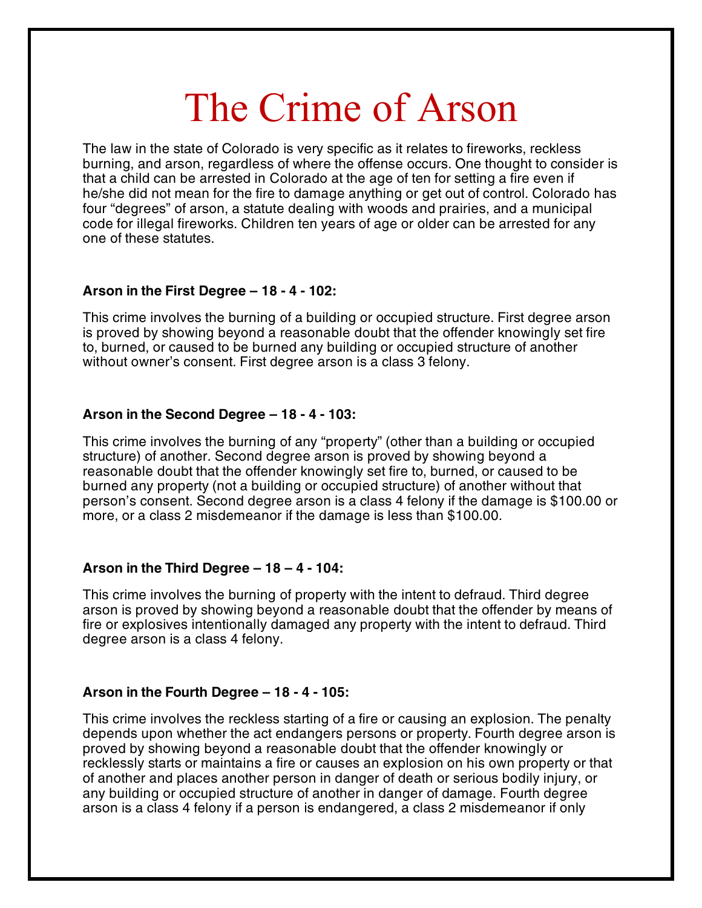# The Crime of Arson

The law in the state of Colorado is very specific as it relates to fireworks, reckless burning, and arson, regardless of where the offense occurs. One thought to consider is that a child can be arrested in Colorado at the age of ten for setting a fire even if he/she did not mean for the fire to damage anything or get out of control. Colorado has four "degrees" of arson, a statute dealing with woods and prairies, and a municipal code for illegal fireworks. Children ten years of age or older can be arrested for any one of these statutes.

**Arson in the First Degree – 18 - 4 - 102:**

This crime involves the burning of a building or occupied structure. First degree arson is proved by showing beyond a reasonable doubt that the offender knowingly set fire to, burned, or caused to be burned any building or occupied structure of another without owner's consent. First degree arson is a class 3 felony.

**Arson in the Second Degree – 18 - 4 - 103:**

This crime involves the burning of any "property" (other than a building or occupied structure) of another. Second degree arson is proved by showing beyond a reasonable doubt that the offender knowingly set fire to, burned, or caused to be burned any property (not a building or occupied structure) of another without that person's consent. Second degree arson is a class 4 felony if the damage is $100.00 or more, or a class 2 misdemeanor if the damage is less than $100.00.

**Arson in the Third Degree – 18 – 4 - 104:**

This crime involves the burning of property with the intent to defraud. Third degree arson is proved by showing beyond a reasonable doubt that the offender by means of fire or explosives intentionally damaged any property with the intent to defraud. Third degree arson is a class 4 felony.

**Arson in the Fourth Degree – 18 - 4 - 105:**

This crime involves the reckless starting of a fire or causing an explosion. The penalty depends upon whether the act endangers persons or property. Fourth degree arson is proved by showing beyond a reasonable doubt that the offender knowingly or recklessly starts or maintains a fire or causes an explosion on his own property or that of another and places another person in danger of death or serious bodily injury, or any building or occupied structure of another in danger of damage. Fourth degree arson is a class 4 felony if a person is endangered, a class 2 misdemeanor if only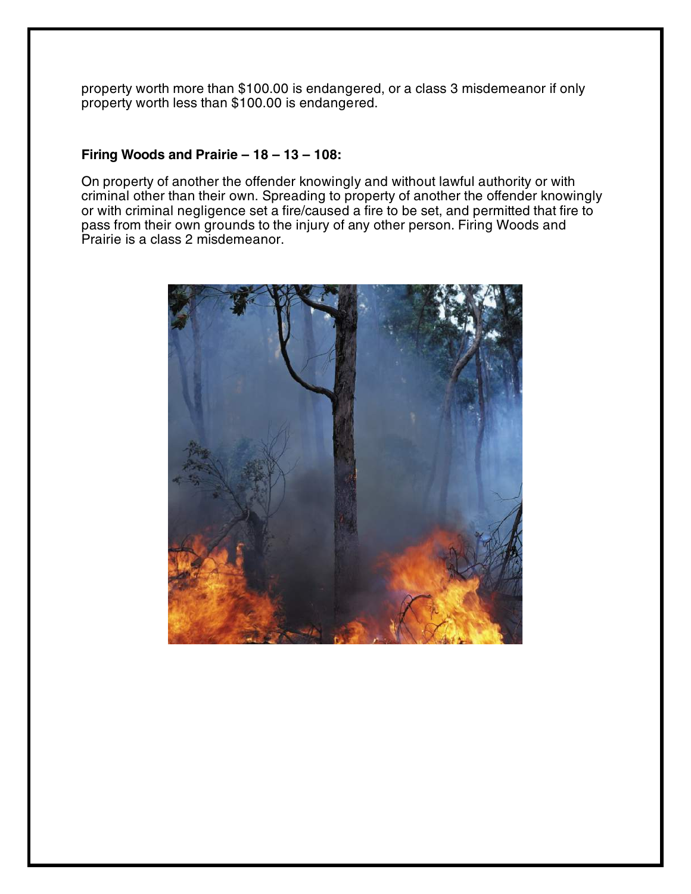property worth more than $100.00 is endangered, or a class 3 misdemeanor if only property worth less than $100.00 is endangered.

**Firing Woods and Prairie – 18 – 13 – 108:**

On property of another the offender knowingly and without lawful authority or with criminal other than their own. Spreading to property of another the offender knowingly or with criminal negligence set a fire/caused a fire to be set, and permitted that fire to pass from their own grounds to the injury of any other person. Firing Woods and Prairie is a class 2 misdemeanor.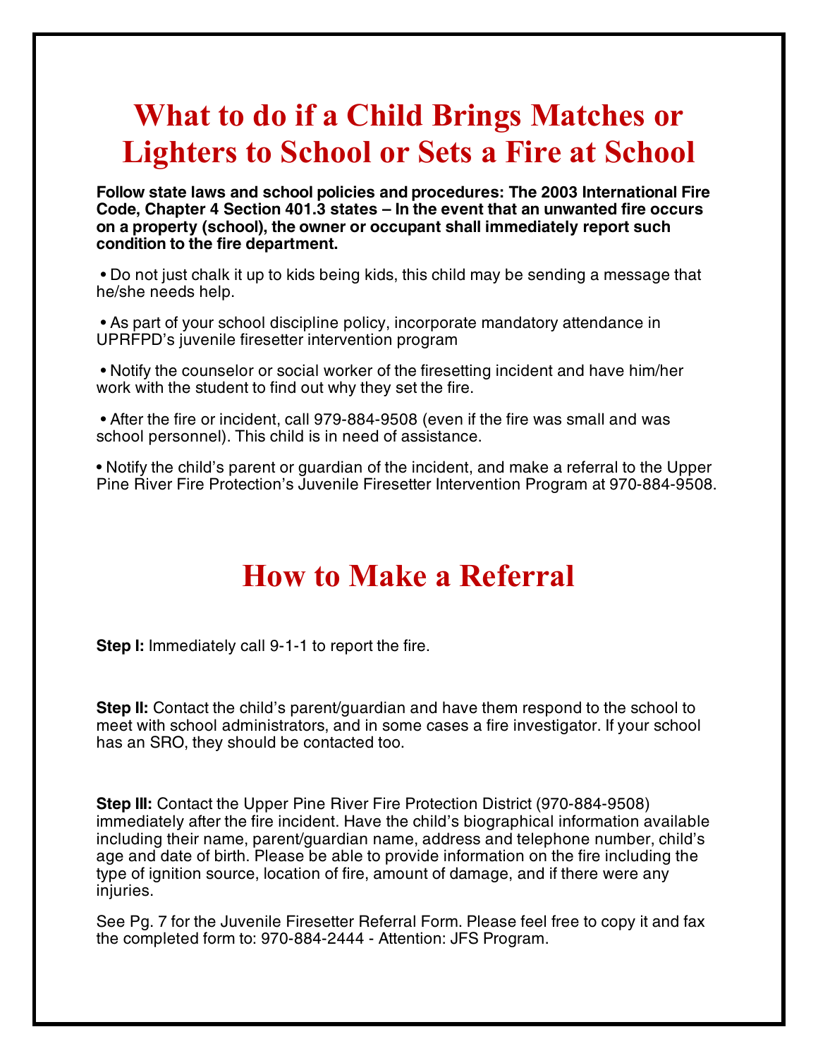# What to do if a Child Brings Matches or Lighters to School or Sets a Fire at School

**Follow state laws and school policies and procedures: The 2003 International Fire Code, Chapter 4 Section 401.3 states – In the event that an unwanted fire occurs on a property (school), the owner or occupant shall immediately report such condition to the fire department.**

- Do not just chalk it up to kids being kids, this child may be sending a message that he/she needs help.
- As part of your school discipline policy, incorporate mandatory attendance in UPRFPD's juvenile firesetter intervention program
- Notify the counselor or social worker of the firesetting incident and have him/her work with the student to find out why they set the fire.
- After the fire or incident, call 979-884-9508 (even if the fire was small and was school personnel). This child is in need of assistance.
- Notify the child's parent or guardian of the incident, and make a referral to the Upper Pine River Fire Protection's Juvenile Firesetter Intervention Program at 970-884-9508.

# How to Make a Referral

**Step I:** Immediately call 9-1-1 to report the fire.

**Step II:** Contact the child's parent/guardian and have them respond to the school to meet with school administrators, and in some cases a fire investigator. If your school has an SRO, they should be contacted too.

**Step III:** Contact the Upper Pine River Fire Protection District (970-884-9508) immediately after the fire incident. Have the child's biographical information available including their name, parent/guardian name, address and telephone number, child's age and date of birth. Please be able to provide information on the fire including the type of ignition source, location of fire, amount of damage, and if there were any injuries.

See Pg. 7 for the Juvenile Firesetter Referral Form. Please feel free to copy it and fax the completed form to: 970-884-2444 - Attention: JFS Program.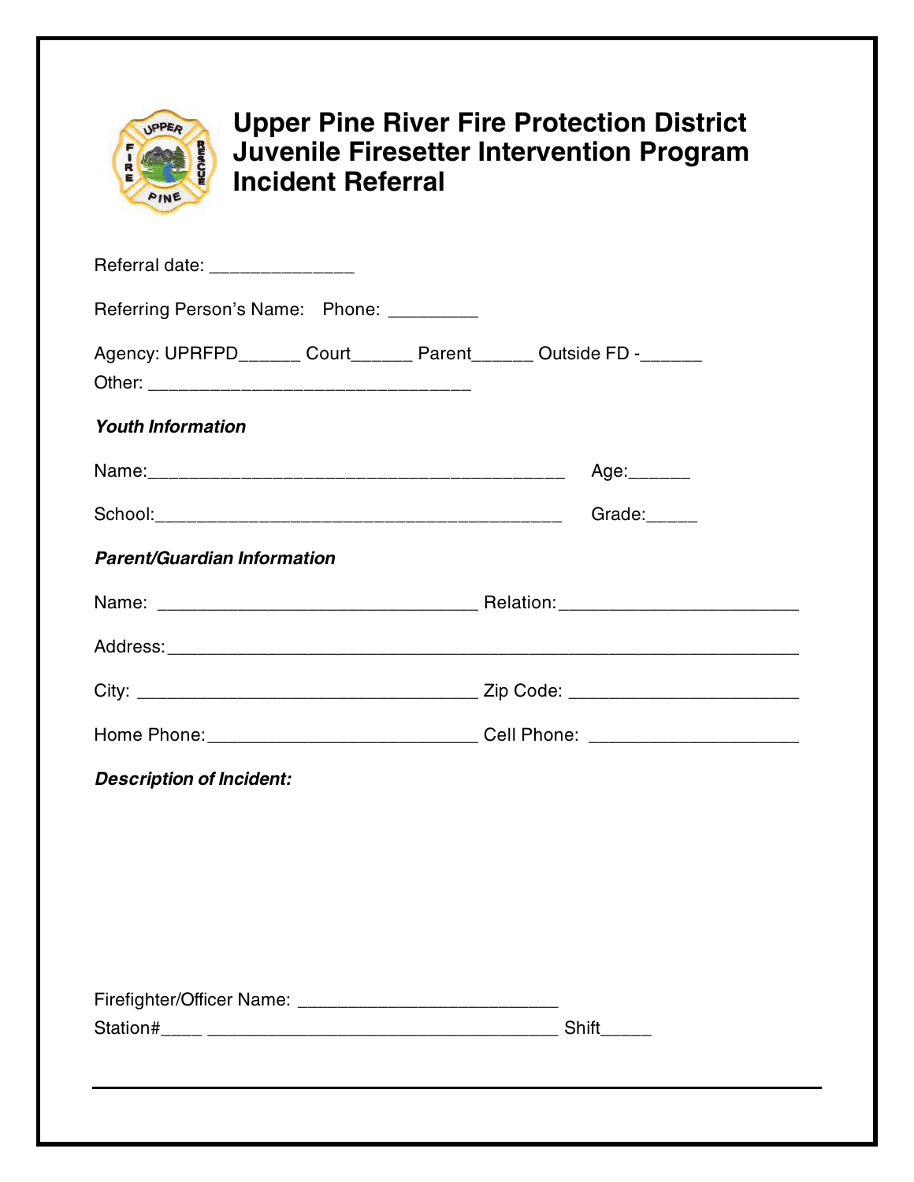# Upper Pine River Fire Protection District Juvenile Firesetter Intervention Program Incident Referral

Referral date: ______________

Referring Person's Name: Phone: _________

Agency: UPRFPD______ Court______ Parent______ Outside FD -______

Other: ________________________________

***Youth Information***

Name:_________________________________________ Age:______

School:_________________________________________ Grade:_____

***Parent/Guardian Information***

Name: ________________________________ Relation:_______________________

Address:______________________________________________________________

City: __________________________________ Zip Code: ______________________

Home Phone:___________________________ Cell Phone: ____________________

***Description of Incident:***

Firefighter/Officer Name: _________________________

Station#____ ___________________________________ Shift_____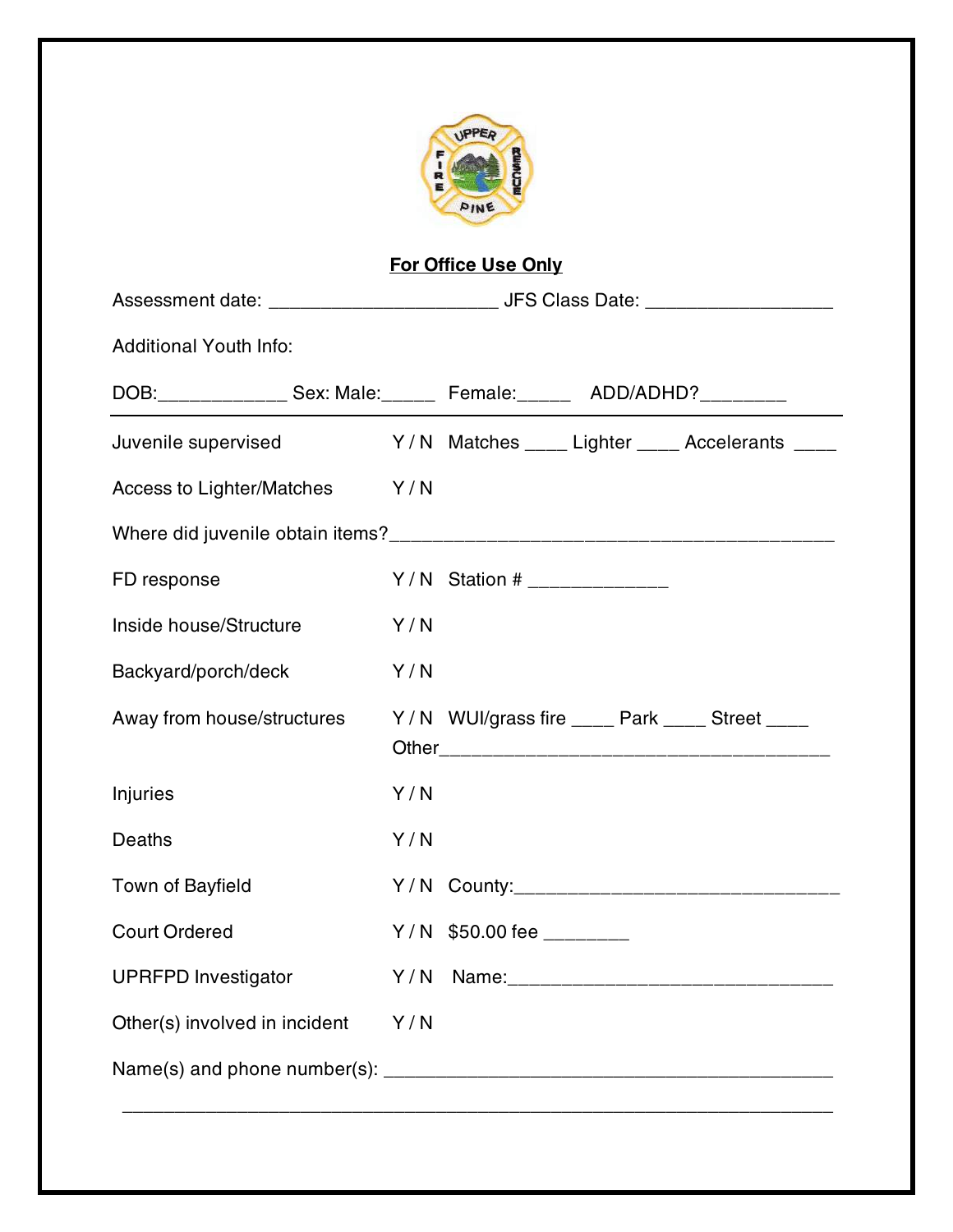**For Office Use Only**

Assessment date: ______________________ JFS Class Date: __________________

Additional Youth Info:

DOB:____________ Sex: Male:_____ Female:_____ ADD/ADHD?________

---

Juvenile supervised Y / N Matches ____ Lighter ____ Accelerants ____

Access to Lighter/Matches Y / N

Where did juvenile obtain items?____________________________________________

FD response Y / N Station # _____________

Inside house/Structure Y / N

Backyard/porch/deck Y / N

Away from house/structures Y / N WUI/grass fire ____ Park ____ Street ____
Other______________________________________

Injuries Y / N

Deaths Y / N

Town of Bayfield Y / N County:_______________________________

Court Ordered Y / N $50.00 fee ________

UPRFPD Investigator Y / N Name:_______________________________

Other(s) involved in incident Y / N

Name(s) and phone number(s): _____________________________________________

_____________________________________________________________________